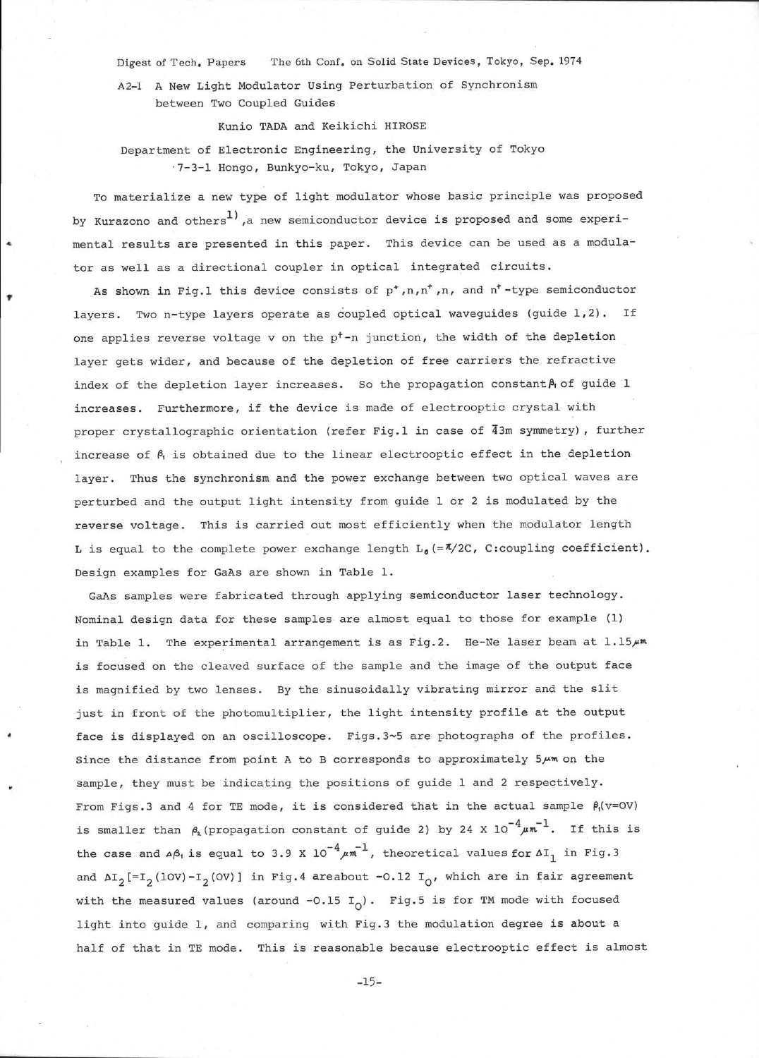Digest of Tech. Papers The 6th Conf. on Solid State Devices, Tokyo, Sep. 1974

# A2-1 A New Light Modulator Using Perturbation of Synchronism between Two Coupled Guides

Kunio TADA and Keikichi HIROSE

Department of Electronic Engineering, the University of Tokyo
7-3-1 Hongo, Bunkyo-ku, Tokyo, Japan

To materialize a new type of light modulator whose basic principle was proposed by Kurazono and others[1], a new semiconductor device is proposed and some experimental results are presented in this paper. This device can be used as a modulator as well as a directional coupler in optical integrated circuits.

As shown in Fig.1 this device consists of $p^+$, n, $n^+$, n, and $n^+$-type semiconductor layers. Two n-type layers operate as coupled optical waveguides (guide 1,2). If one applies reverse voltage v on the $p^+$-n junction, the width of the depletion layer gets wider, and because of the depletion of free carriers the refractive index of the depletion layer increases. So the propagation constant $\beta_1$ of guide 1 increases. Furthermore, if the device is made of electrooptic crystal with proper crystallographic orientation (refer Fig.1 in case of $\bar{4}3m$ symmetry), further increase of $\beta_1$ is obtained due to the linear electrooptic effect in the depletion layer. Thus the synchronism and the power exchange between two optical waves are perturbed and the output light intensity from guide 1 or 2 is modulated by the reverse voltage. This is carried out most efficiently when the modulator length L is equal to the complete power exchange length $L_0$ ($=\pi/2C$, C: coupling coefficient). Design examples for GaAs are shown in Table 1.

GaAs samples were fabricated through applying semiconductor laser technology. Nominal design data for these samples are almost equal to those for example (1) in Table 1. The experimental arrangement is as Fig.2. He-Ne laser beam at 1.15$\mu$m is focused on the cleaved surface of the sample and the image of the output face is magnified by two lenses. By the sinusoidally vibrating mirror and the slit just in front of the photomultiplier, the light intensity profile at the output face is displayed on an oscilloscope. Figs.3~5 are photographs of the profiles. Since the distance from point A to B corresponds to approximately 5$\mu$m on the sample, they must be indicating the positions of guide 1 and 2 respectively. From Figs.3 and 4 for TE mode, it is considered that in the actual sample $\beta_1$(v=0V) is smaller than $\beta_2$(propagation constant of guide 2) by $24 \times 10^{-4} \mu m^{-1}$. If this is the case and $\Delta\beta_1$ is equal to $3.9 \times 10^{-4} \mu m^{-1}$, theoretical values for $\Delta I_1$ in Fig.3 and $\Delta I_2$ [$=I_2(10V)-I_2(0V)$] in Fig.4 are about $-0.12\ I_0$, which are in fair agreement with the measured values (around $-0.15\ I_0$). Fig.5 is for TM mode with focused light into guide 1, and comparing with Fig.3 the modulation degree is about a half of that in TE mode. This is reasonable because electrooptic effect is almost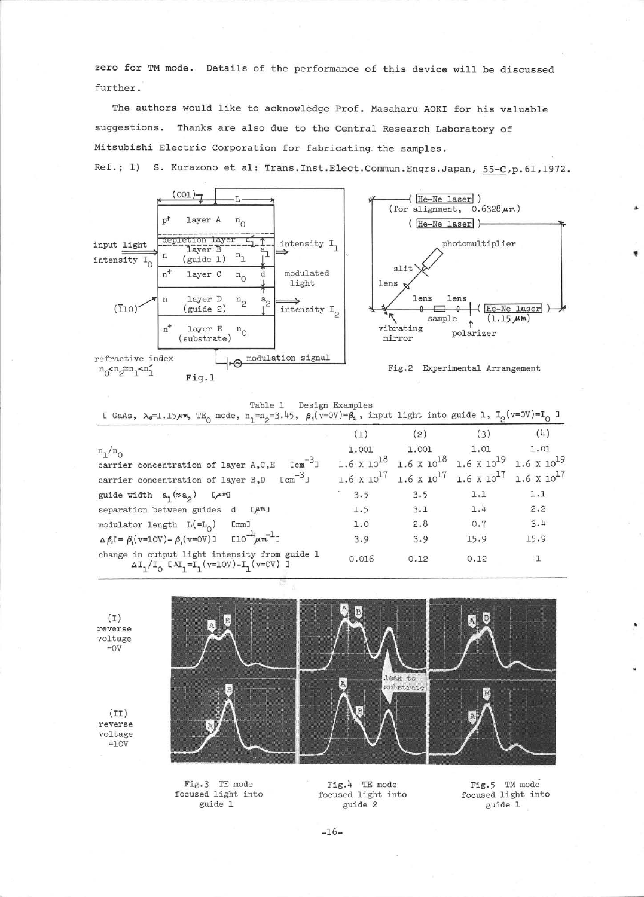zero for TM mode. Details of the performance of this device will be discussed further.

The authors would like to acknowledge Prof. Masaharu AOKI for his valuable suggestions. Thanks are also due to the Central Research Laboratory of Mitsubishi Electric Corporation for fabricating the samples.

Ref.; 1) S. Kurazono et al: Trans.Inst.Elect.Commun.Engrs.Japan, 55-C, p.61, 1972.

(001)
L
$p^+$ layer A $n_0$
depletion layer $n_1'$
n layer B (guide 1) $n_1$ $a_1$
$n^+$ layer C $n_0$ d
n layer D (guide 2) $n_2$ $a_2$
$n^+$ layer E (substrate) $n_0$
input light intensity $I_0$
($\bar{1}$10)
intensity $I_1$
modulated light
intensity $I_2$
modulation signal
refractive index
$n_0 < n_2 \cong n_1 < n_1'$

Fig.1

He-Ne laser (for alignment, 0.6328$\mu m$)
He-Ne laser
photomultiplier
slit
lens
lens lens
sample
He-Ne laser (1.15$\mu m$)
vibrating mirror
polarizer

Fig.2 Experimental Arrangement

Table 1 Design Examples

[ GaAs, $\lambda_0$=1.15$\mu m$, $TE_0$ mode, $n_1=n_2=3.45$, $\beta_1(v=0V)=\beta_2$, input light into guide 1, $I_2(v=0V)=I_0$ ]

| | (1) | (2) | (3) | (4) |
|---|---|---|---|---|
| $n_1/n_0$ | 1.001 | 1.001 | 1.01 | 1.01 |
| carrier concentration of layer A,C,E [$cm^{-3}$] | $1.6 \times 10^{18}$ | $1.6 \times 10^{18}$ | $1.6 \times 10^{19}$ | $1.6 \times 10^{19}$ |
| carrier concentration of layer B,D [$cm^{-3}$] | $1.6 \times 10^{17}$ | $1.6 \times 10^{17}$ | $1.6 \times 10^{17}$ | $1.6 \times 10^{17}$ |
| guide width $a_1 (\approx a_2)$ [$\mu m$] | 3.5 | 3.5 | 1.1 | 1.1 |
| separation between guides d [$\mu m$] | 1.5 | 3.1 | 1.4 | 2.2 |
| modulator length $L(=L_0)$ [mm] | 1.0 | 2.8 | 0.7 | 3.4 |
| $\Delta\beta_1[=\beta_1(v=10V)-\beta_1(v=0V)]$ [$10^{-4}\mu m^{-1}$] | 3.9 | 3.9 | 15.9 | 15.9 |
| change in output light intensity from guide 1 $\Delta I_1/I_0$ [$\Delta I_1=I_1(v=10V)-I_1(v=0V)$] | 0.016 | 0.12 | 0.12 | 1 |

(I) reverse voltage =0V

(II) reverse voltage =10V

A B

leak to substrate

Fig.3 TE mode focused light into guide 1

Fig.4 TE mode focused light into guide 2

Fig.5 TM mode focused light into guide 1